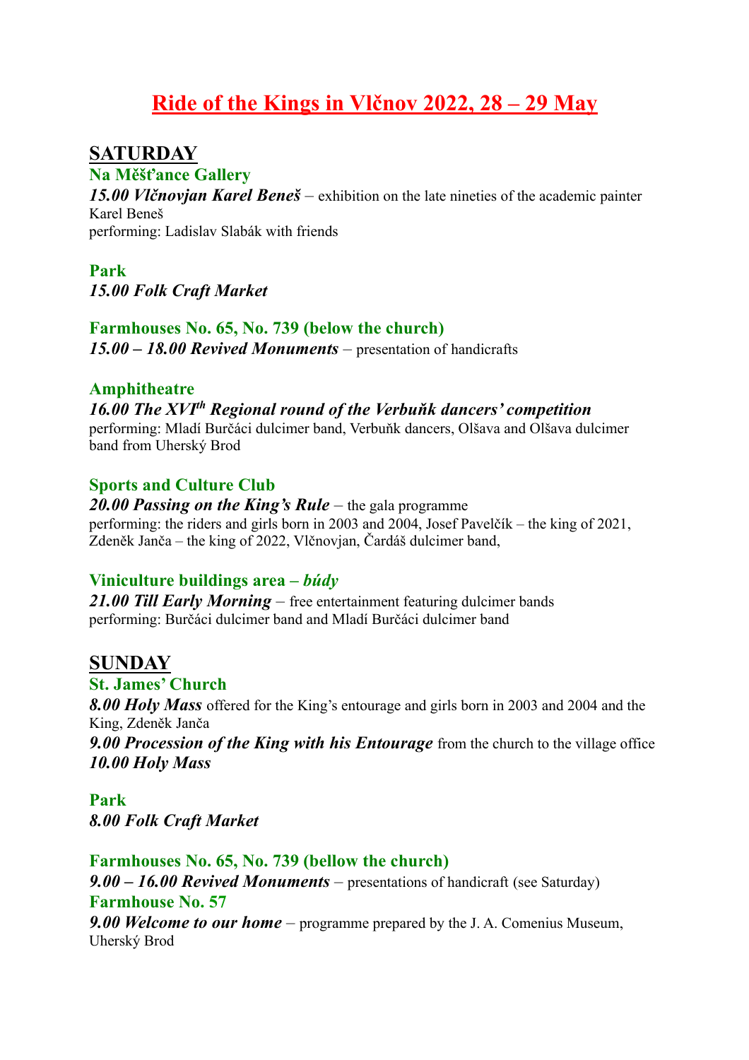# Ride of the Kings in Vlčnov 2022, 28 – 29 May

## SATURDAY

### Na Měšťance Gallery

***15.00 Vlčnovjan Karel Beneš*** – exhibition on the late nineties of the academic painter Karel Beneš
performing: Ladislav Slabák with friends

### Park

***15.00 Folk Craft Market***

### Farmhouses No. 65, No. 739 (below the church)

***15.00 – 18.00 Revived Monuments*** – presentation of handicrafts

### Amphitheatre

***16.00 The XVI$^{th}$ Regional round of the Verbuňk dancers' competition***
performing: Mladí Burčáci dulcimer band, Verbuňk dancers, Olšava and Olšava dulcimer band from Uherský Brod

### Sports and Culture Club

***20.00 Passing on the King's Rule*** – the gala programme
performing: the riders and girls born in 2003 and 2004, Josef Pavelčík – the king of 2021, Zdeněk Janča – the king of 2022, Vlčnovjan, Čardáš dulcimer band,

### Viniculture buildings area – *búdy*

***21.00 Till Early Morning*** – free entertainment featuring dulcimer bands
performing: Burčáci dulcimer band and Mladí Burčáci dulcimer band

## SUNDAY

### St. James' Church

***8.00 Holy Mass*** offered for the King's entourage and girls born in 2003 and 2004 and the King, Zdeněk Janča
***9.00 Procession of the King with his Entourage*** from the church to the village office
***10.00 Holy Mass***

### Park

***8.00 Folk Craft Market***

### Farmhouses No. 65, No. 739 (bellow the church)

***9.00 – 16.00 Revived Monuments*** – presentations of handicraft (see Saturday)

### Farmhouse No. 57

***9.00 Welcome to our home*** – programme prepared by the J. A. Comenius Museum, Uherský Brod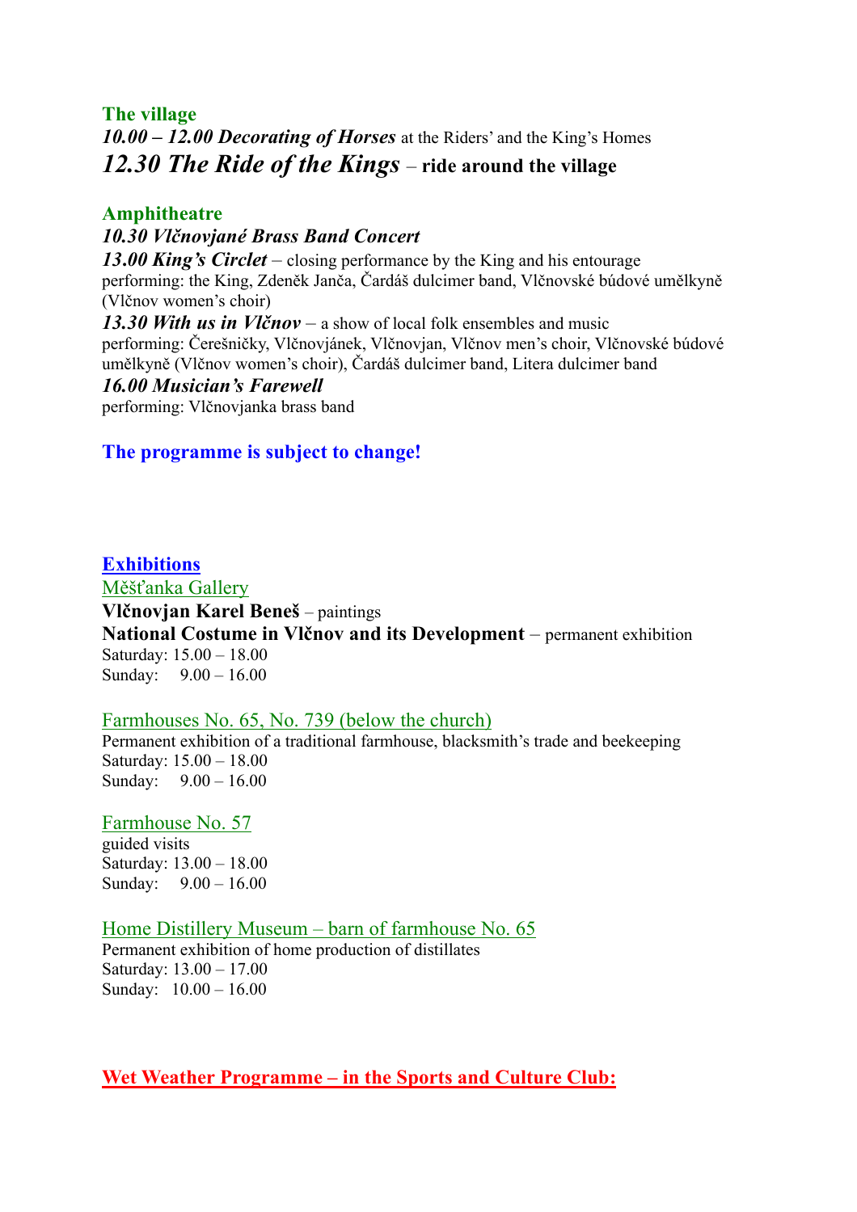## The village

***10.00 – 12.00 Decorating of Horses*** at the Riders' and the King's Homes

***12.30 The Ride of the Kings*** – **ride around the village**

## Amphitheatre

***10.30 Vlčnovjané Brass Band Concert***

***13.00 King's Circlet*** – closing performance by the King and his entourage
performing: the King, Zdeněk Janča, Čardáš dulcimer band, Vlčnovské búdové umělkyně (Vlčnov women's choir)

***13.30 With us in Vlčnov*** – a show of local folk ensembles and music
performing: Čerešničky, Vlčnovjánek, Vlčnovjan, Vlčnov men's choir, Vlčnovské búdové umělkyně (Vlčnov women's choir), Čardáš dulcimer band, Litera dulcimer band

***16.00 Musician's Farewell***
performing: Vlčnovjanka brass band

**The programme is subject to change!**

## Exhibitions

### Měšťanka Gallery

**Vlčnovjan Karel Beneš** – paintings

**National Costume in Vlčnov and its Development** – permanent exhibition

Saturday: 15.00 – 18.00
Sunday: 9.00 – 16.00

### Farmhouses No. 65, No. 739 (below the church)

Permanent exhibition of a traditional farmhouse, blacksmith's trade and beekeeping

Saturday: 15.00 – 18.00
Sunday: 9.00 – 16.00

### Farmhouse No. 57

guided visits

Saturday: 13.00 – 18.00
Sunday: 9.00 – 16.00

### Home Distillery Museum – barn of farmhouse No. 65

Permanent exhibition of home production of distillates

Saturday: 13.00 – 17.00
Sunday: 10.00 – 16.00

## Wet Weather Programme – in the Sports and Culture Club: